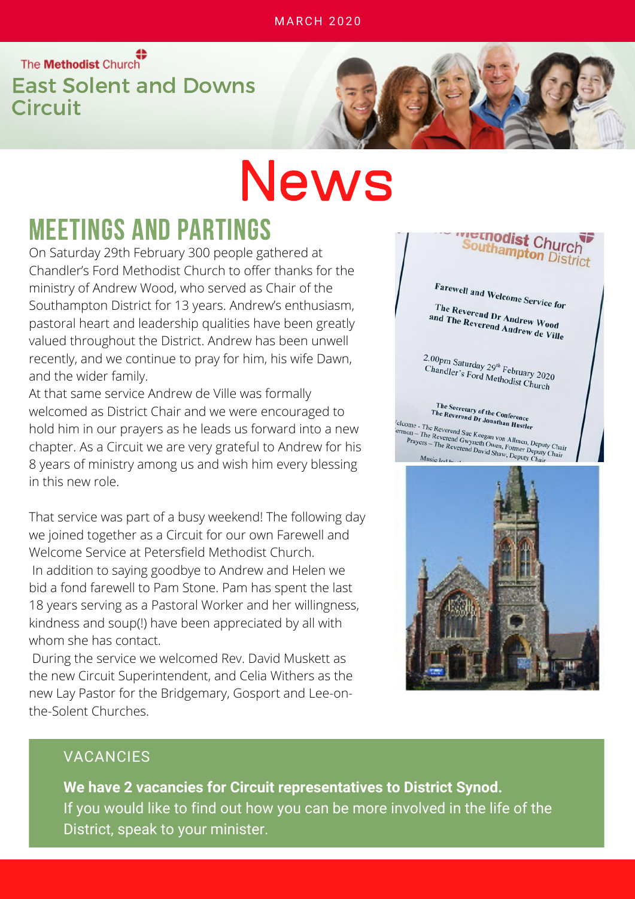MARCH 2020

The Methodist Church

East Solent and Downs Circuit

# News

## MEETINGS AND PARTINGS

On Saturday 29th February 300 people gathered at Chandler's Ford Methodist Church to offer thanks for the ministry of Andrew Wood, who served as Chair of the Southampton District for 13 years. Andrew's enthusiasm, pastoral heart and leadership qualities have been greatly valued throughout the District. Andrew has been unwell recently, and we continue to pray for him, his wife Dawn, and the wider family.

At that same service Andrew de Ville was formally welcomed as District Chair and we were encouraged to hold him in our prayers as he leads us forward into a new chapter. As a Circuit we are very grateful to Andrew for his 8 years of ministry among us and wish him every blessing in this new role.

That service was part of a busy weekend! The following day we joined together as a Circuit for our own Farewell and Welcome Service at Petersfield Methodist Church.

In addition to saying goodbye to Andrew and Helen we bid a fond farewell to Pam Stone. Pam has spent the last 18 years serving as a Pastoral Worker and her willingness, kindness and soup(!) have been appreciated by all with whom she has contact.

During the service we welcomed Rev. David Muskett as the new Circuit Superintendent, and Celia Withers as the new Lay Pastor for the Bridgemary, Gosport and Lee-on-the-Solent Churches.

### VACANCIES

**We have 2 vacancies for Circuit representatives to District Synod.**
If you would like to find out how you can be more involved in the life of the District, speak to your minister.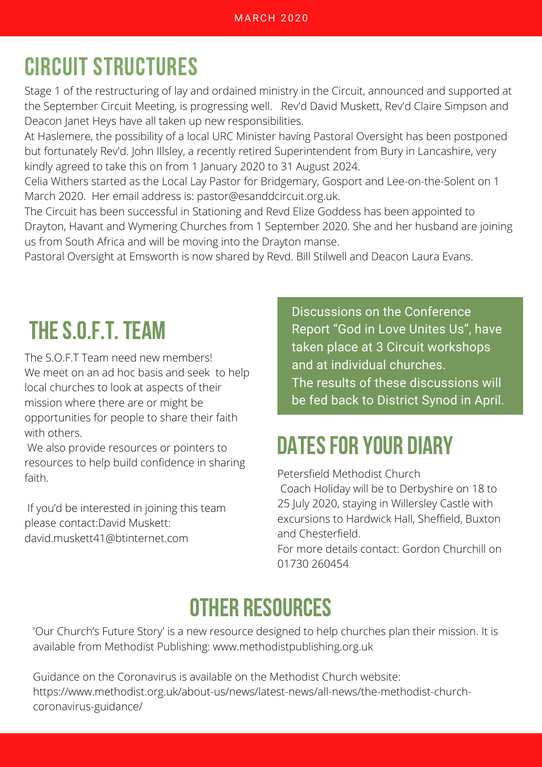# CIRCUIT STRUCTURES

Stage 1 of the restructuring of lay and ordained ministry in the Circuit, announced and supported at the September Circuit Meeting, is progressing well. Rev'd David Muskett, Rev'd Claire Simpson and Deacon Janet Heys have all taken up new responsibilities.

At Haslemere, the possibility of a local URC Minister having Pastoral Oversight has been postponed but fortunately Rev'd. John Illsley, a recently retired Superintendent from Bury in Lancashire, very kindly agreed to take this on from 1 January 2020 to 31 August 2024.

Celia Withers started as the Local Lay Pastor for Bridgemary, Gosport and Lee-on-the-Solent on 1 March 2020. Her email address is: pastor@esanddcircuit.org.uk.

The Circuit has been successful in Stationing and Revd Elize Goddess has been appointed to Drayton, Havant and Wymering Churches from 1 September 2020. She and her husband are joining us from South Africa and will be moving into the Drayton manse.

Pastoral Oversight at Emsworth is now shared by Revd. Bill Stilwell and Deacon Laura Evans.

# THE S.O.F.T. TEAM

The S.O.F.T Team need new members!
We meet on an ad hoc basis and seek to help local churches to look at aspects of their mission where there are or might be opportunities for people to share their faith with others.

We also provide resources or pointers to resources to help build confidence in sharing faith.

If you'd be interested in joining this team please contact:David Muskett: david.muskett41@btinternet.com

Discussions on the Conference Report "God in Love Unites Us", have taken place at 3 Circuit workshops and at individual churches.
The results of these discussions will be fed back to District Synod in April.

# DATES FOR YOUR DIARY

Petersfield Methodist Church
Coach Holiday will be to Derbyshire on 18 to 25 July 2020, staying in Willersley Castle with excursions to Hardwick Hall, Sheffield, Buxton and Chesterfield.
For more details contact: Gordon Churchill on 01730 260454

# OTHER RESOURCES

'Our Church's Future Story' is a new resource designed to help churches plan their mission. It is available from Methodist Publishing: www.methodistpublishing.org.uk

Guidance on the Coronavirus is available on the Methodist Church website: https://www.methodist.org.uk/about-us/news/latest-news/all-news/the-methodist-church-coronavirus-guidance/